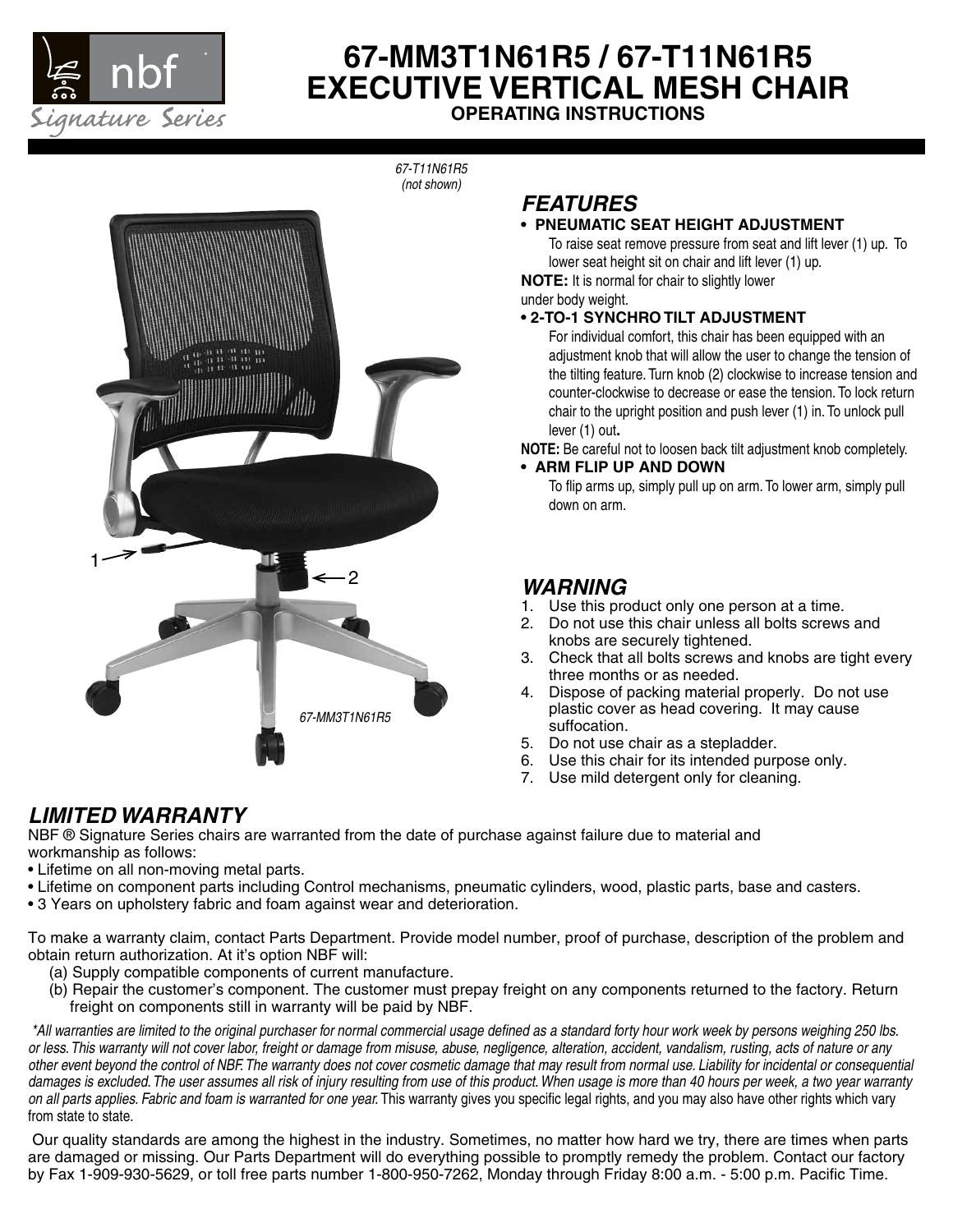# 67-MM3T1N61R5 / 67-T11N61R5
# EXECUTIVE VERTICAL MESH CHAIR
## OPERATING INSTRUCTIONS

67-T11N61R5 (not shown)

1

2

67-MM3T1N61R5

## *FEATURES*

- **PNEUMATIC SEAT HEIGHT ADJUSTMENT**
  To raise seat remove pressure from seat and lift lever (1) up. To lower seat height sit on chair and lift lever (1) up.

**NOTE:** It is normal for chair to slightly lower under body weight.

- **2-TO-1 SYNCHRO TILT ADJUSTMENT**
  For individual comfort, this chair has been equipped with an adjustment knob that will allow the user to change the tension of the tilting feature. Turn knob (2) clockwise to increase tension and counter-clockwise to decrease or ease the tension. To lock return chair to the upright position and push lever (1) in. To unlock pull lever (1) out**.**

**NOTE:** Be careful not to loosen back tilt adjustment knob completely.

- **ARM FLIP UP AND DOWN**
  To flip arms up, simply pull up on arm. To lower arm, simply pull down on arm.

## *WARNING*

1. Use this product only one person at a time.
2. Do not use this chair unless all bolts screws and knobs are securely tightened.
3. Check that all bolts screws and knobs are tight every three months or as needed.
4. Dispose of packing material properly. Do not use plastic cover as head covering. It may cause suffocation.
5. Do not use chair as a stepladder.
6. Use this chair for its intended purpose only.
7. Use mild detergent only for cleaning.

## *LIMITED WARRANTY*

NBF ® Signature Series chairs are warranted from the date of purchase against failure due to material and workmanship as follows:

- Lifetime on all non-moving metal parts.
- Lifetime on component parts including Control mechanisms, pneumatic cylinders, wood, plastic parts, base and casters.
- 3 Years on upholstery fabric and foam against wear and deterioration.

To make a warranty claim, contact Parts Department. Provide model number, proof of purchase, description of the problem and obtain return authorization. At it's option NBF will:

(a) Supply compatible components of current manufacture.
(b) Repair the customer's component. The customer must prepay freight on any components returned to the factory. Return freight on components still in warranty will be paid by NBF.

*\*All warranties are limited to the original purchaser for normal commercial usage defined as a standard forty hour work week by persons weighing 250 lbs. or less. This warranty will not cover labor, freight or damage from misuse, abuse, negligence, alteration, accident, vandalism, rusting, acts of nature or any other event beyond the control of NBF. The warranty does not cover cosmetic damage that may result from normal use. Liability for incidental or consequential damages is excluded. The user assumes all risk of injury resulting from use of this product. When usage is more than 40 hours per week, a two year warranty on all parts applies. Fabric and foam is warranted for one year.* This warranty gives you specific legal rights, and you may also have other rights which vary from state to state.

Our quality standards are among the highest in the industry. Sometimes, no matter how hard we try, there are times when parts are damaged or missing. Our Parts Department will do everything possible to promptly remedy the problem. Contact our factory by Fax 1-909-930-5629, or toll free parts number 1-800-950-7262, Monday through Friday 8:00 a.m. - 5:00 p.m. Pacific Time.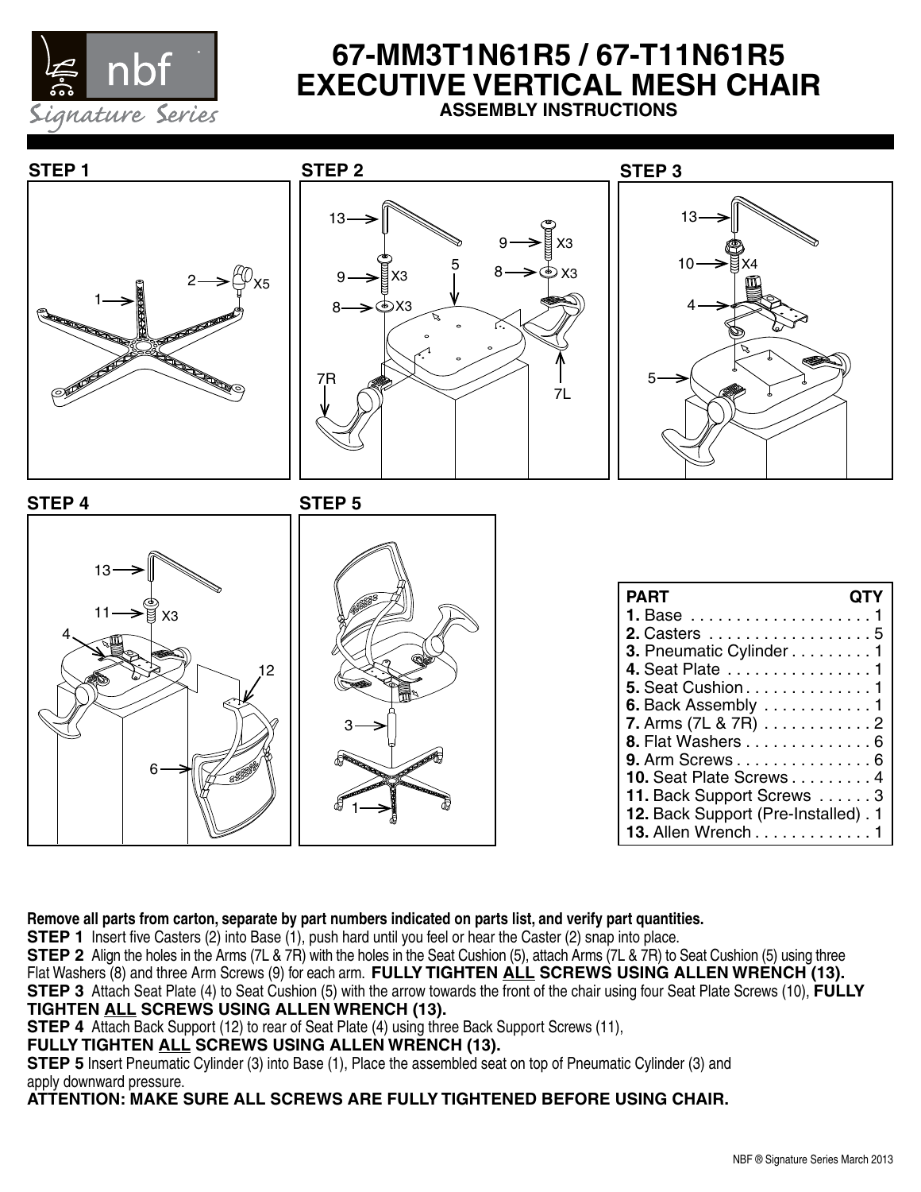# 67-MM3T1N61R5 / 67-T11N61R5
# EXECUTIVE VERTICAL MESH CHAIR
### ASSEMBLY INSTRUCTIONS

**STEP 1**

1
2 X5

**STEP 2**

13
9 X3
8 X3
5
9 X3
8 X3
7R
7L

**STEP 3**

13
10 X4
4
5

**STEP 4**

13
11 X3
4
12
6

**STEP 5**

3
1

| PART | QTY |
|---|---|
| **1.** Base | 1 |
| **2.** Casters | 5 |
| **3.** Pneumatic Cylinder | 1 |
| **4.** Seat Plate | 1 |
| **5.** Seat Cushion | 1 |
| **6.** Back Assembly | 1 |
| **7.** Arms (7L & 7R) | 2 |
| **8.** Flat Washers | 6 |
| **9.** Arm Screws | 6 |
| **10.** Seat Plate Screws | 4 |
| **11.** Back Support Screws | 3 |
| **12.** Back Support (Pre-Installed) | 1 |
| **13.** Allen Wrench | 1 |

**Remove all parts from carton, separate by part numbers indicated on parts list, and verify part quantities.**

**STEP 1** Insert five Casters (2) into Base (1), push hard until you feel or hear the Caster (2) snap into place.

**STEP 2** Align the holes in the Arms (7L & 7R) with the holes in the Seat Cushion (5), attach Arms (7L & 7R) to Seat Cushion (5) using three Flat Washers (8) and three Arm Screws (9) for each arm. **FULLY TIGHTEN ALL SCREWS USING ALLEN WRENCH (13).**

**STEP 3** Attach Seat Plate (4) to Seat Cushion (5) with the arrow towards the front of the chair using four Seat Plate Screws (10), **FULLY TIGHTEN ALL SCREWS USING ALLEN WRENCH (13).**

**STEP 4** Attach Back Support (12) to rear of Seat Plate (4) using three Back Support Screws (11),
**FULLY TIGHTEN ALL SCREWS USING ALLEN WRENCH (13).**

**STEP 5** Insert Pneumatic Cylinder (3) into Base (1), Place the assembled seat on top of Pneumatic Cylinder (3) and apply downward pressure.

**ATTENTION: MAKE SURE ALL SCREWS ARE FULLY TIGHTENED BEFORE USING CHAIR.**

NBF ® Signature Series March 2013